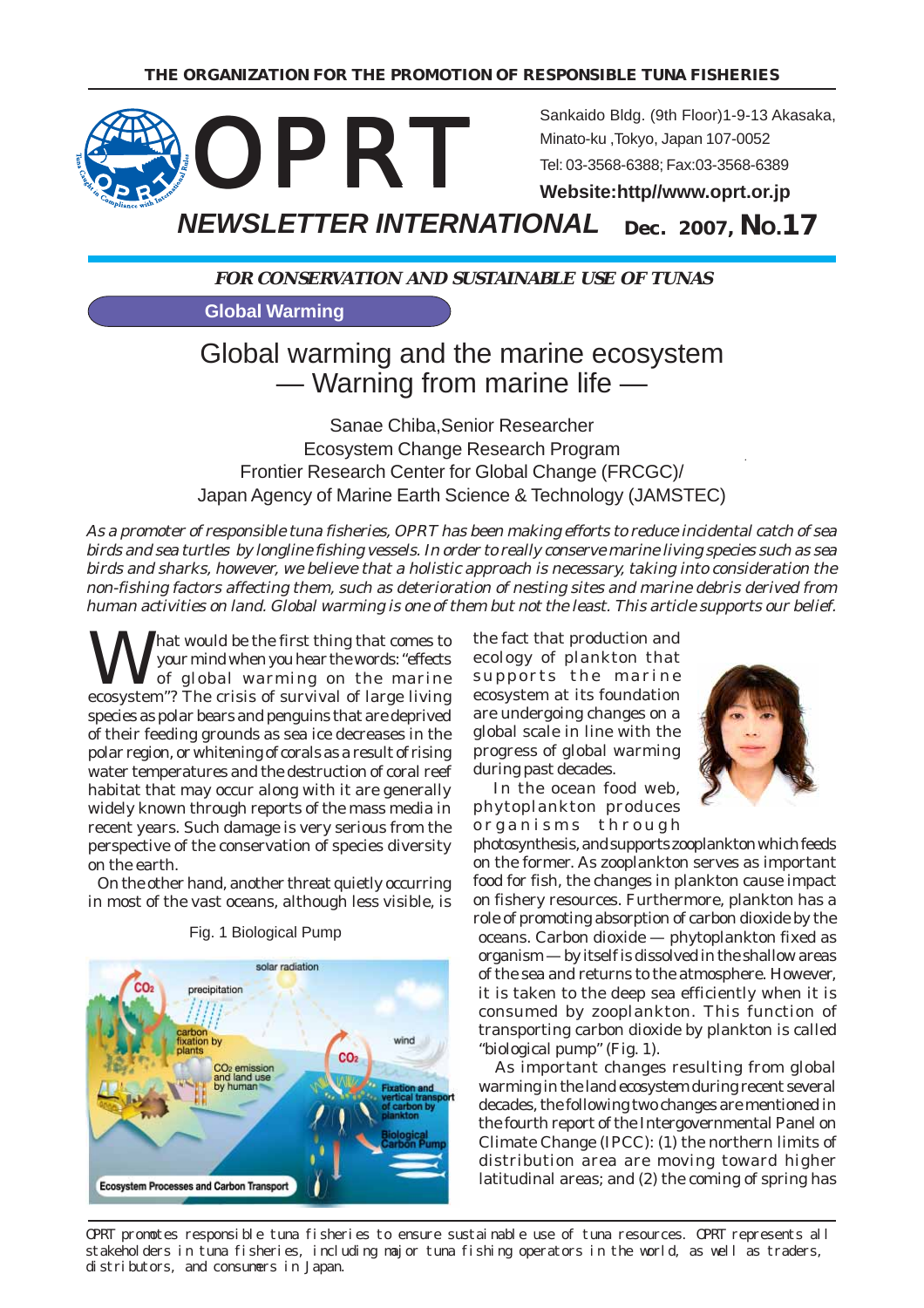**THE ORGANIZATION FOR THE PROMOTION OF RESPONSIBLE TUNA FISHERIES**

# OPRT

Sankaido Bldg. (9th Floor)1-9-13 Akasaka, Minato-ku ,Tokyo, Japan 107-0052
Tel: 03-3568-6388; Fax:03-3568-6389
**Website:http//www.oprt.or.jp**

## *NEWSLETTER INTERNATIONAL* Dec. 2007, No.17

***FOR CONSERVATION AND SUSTAINABLE USE OF TUNAS***

**Global Warming**

# Global warming and the marine ecosystem — Warning from marine life —

Sanae Chiba,Senior Researcher
Ecosystem Change Research Program
Frontier Research Center for Global Change (FRCGC)/
Japan Agency of Marine Earth Science & Technology (JAMSTEC)

*As a promoter of responsible tuna fisheries, OPRT has been making efforts to reduce incidental catch of sea birds and sea turtles by longline fishing vessels. In order to really conserve marine living species such as sea birds and sharks, however, we believe that a holistic approach is necessary, taking into consideration the non-fishing factors affecting them, such as deterioration of nesting sites and marine debris derived from human activities on land. Global warming is one of them but not the least. This article supports our belief.*

What would be the first thing that comes to your mind when you hear the words: "effects of global warming on the marine ecosystem"? The crisis of survival of large living species as polar bears and penguins that are deprived of their feeding grounds as sea ice decreases in the polar region, or whitening of corals as a result of rising water temperatures and the destruction of coral reef habitat that may occur along with it are generally widely known through reports of the mass media in recent years. Such damage is very serious from the perspective of the conservation of species diversity on the earth.

On the other hand, another threat quietly occurring in most of the vast oceans, although less visible, is the fact that production and ecology of plankton that supports the marine ecosystem at its foundation are undergoing changes on a global scale in line with the progress of global warming during past decades.

In the ocean food web, phytoplankton produces organisms through photosynthesis, and supports zooplankton which feeds on the former. As zooplankton serves as important food for fish, the changes in plankton cause impact on fishery resources. Furthermore, plankton has a role of promoting absorption of carbon dioxide by the oceans. Carbon dioxide — phytoplankton fixed as organism — by itself is dissolved in the shallow areas of the sea and returns to the atmosphere. However, it is taken to the deep sea efficiently when it is consumed by zooplankton. This function of transporting carbon dioxide by plankton is called "biological pump" (Fig. 1).

Fig. 1 Biological Pump

As important changes resulting from global warming in the land ecosystem during recent several decades, the following two changes are mentioned in the fourth report of the Intergovernmental Panel on Climate Change (IPCC): (1) the northern limits of distribution area are moving toward higher latitudinal areas; and (2) the coming of spring has

OPRT promotes responsible tuna fisheries to ensure sustainable use of tuna resources. OPRT represents all stakeholders in tuna fisheries, including major tuna fishing operators in the world, as well as traders, distributors, and consumers in Japan.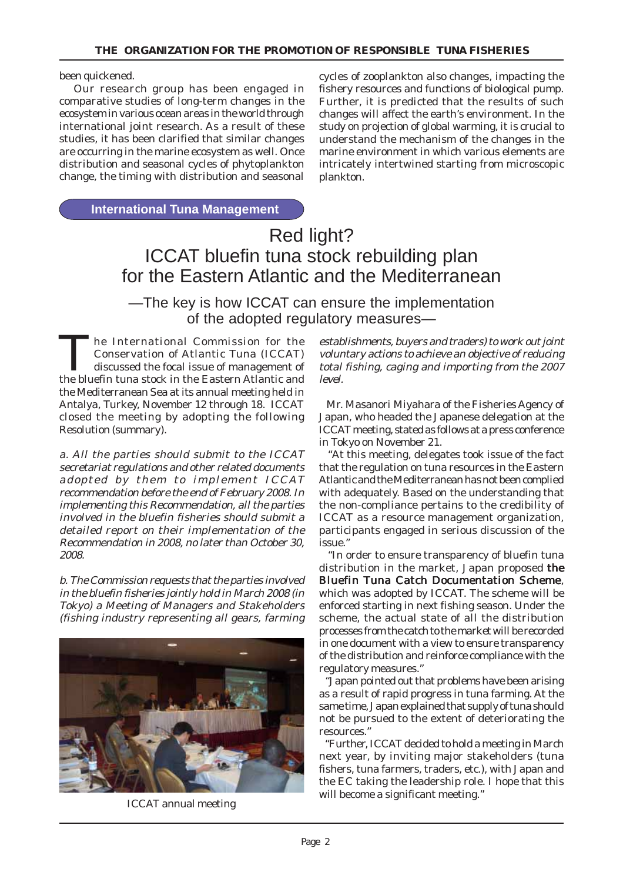been quickened.

Our research group has been engaged in comparative studies of long-term changes in the ecosystem in various ocean areas in the world through international joint research. As a result of these studies, it has been clarified that similar changes are occurring in the marine ecosystem as well. Once distribution and seasonal cycles of phytoplankton change, the timing with distribution and seasonal cycles of zooplankton also changes, impacting the fishery resources and functions of biological pump. Further, it is predicted that the results of such changes will affect the earth's environment. In the study on projection of global warming, it is crucial to understand the mechanism of the changes in the marine environment in which various elements are intricately intertwined starting from microscopic plankton.

**International Tuna Management**

# Red light? ICCAT bluefin tuna stock rebuilding plan for the Eastern Atlantic and the Mediterranean

## —The key is how ICCAT can ensure the implementation of the adopted regulatory measures—

The International Commission for the Conservation of Atlantic Tuna (ICCAT) discussed the focal issue of management of the bluefin tuna stock in the Eastern Atlantic and the Mediterranean Sea at its annual meeting held in Antalya, Turkey, November 12 through 18. ICCAT closed the meeting by adopting the following Resolution (summary).

*a. All the parties should submit to the ICCAT secretariat regulations and other related documents adopted by them to implement ICCAT recommendation before the end of February 2008. In implementing this Recommendation, all the parties involved in the bluefin fisheries should submit a detailed report on their implementation of the Recommendation in 2008, no later than October 30, 2008.*

*b. The Commission requests that the parties involved in the bluefin fisheries jointly hold in March 2008 (in Tokyo) a Meeting of Managers and Stakeholders (fishing industry representing all gears, farming establishments, buyers and traders) to work out joint voluntary actions to achieve an objective of reducing total fishing, caging and importing from the 2007 level.*

ICCAT annual meeting

Mr. Masanori Miyahara of the Fisheries Agency of Japan, who headed the Japanese delegation at the ICCAT meeting, stated as follows at a press conference in Tokyo on November 21.

"At this meeting, delegates took issue of the fact that the regulation on tuna resources in the Eastern Atlantic and the Mediterranean has not been complied with adequately. Based on the understanding that the non-compliance pertains to the credibility of ICCAT as a resource management organization, participants engaged in serious discussion of the issue."

"In order to ensure transparency of bluefin tuna distribution in the market, Japan proposed **the Bluefin Tuna Catch Documentation Scheme**, which was adopted by ICCAT. The scheme will be enforced starting in next fishing season. Under the scheme, the actual state of all the distribution processes from the catch to the market will be recorded in one document with a view to ensure transparency of the distribution and reinforce compliance with the regulatory measures."

"Japan pointed out that problems have been arising as a result of rapid progress in tuna farming. At the same time, Japan explained that supply of tuna should not be pursued to the extent of deteriorating the resources."

"Further, ICCAT decided to hold a meeting in March next year, by inviting major stakeholders (tuna fishers, tuna farmers, traders, etc.), with Japan and the EC taking the leadership role. I hope that this will become a significant meeting."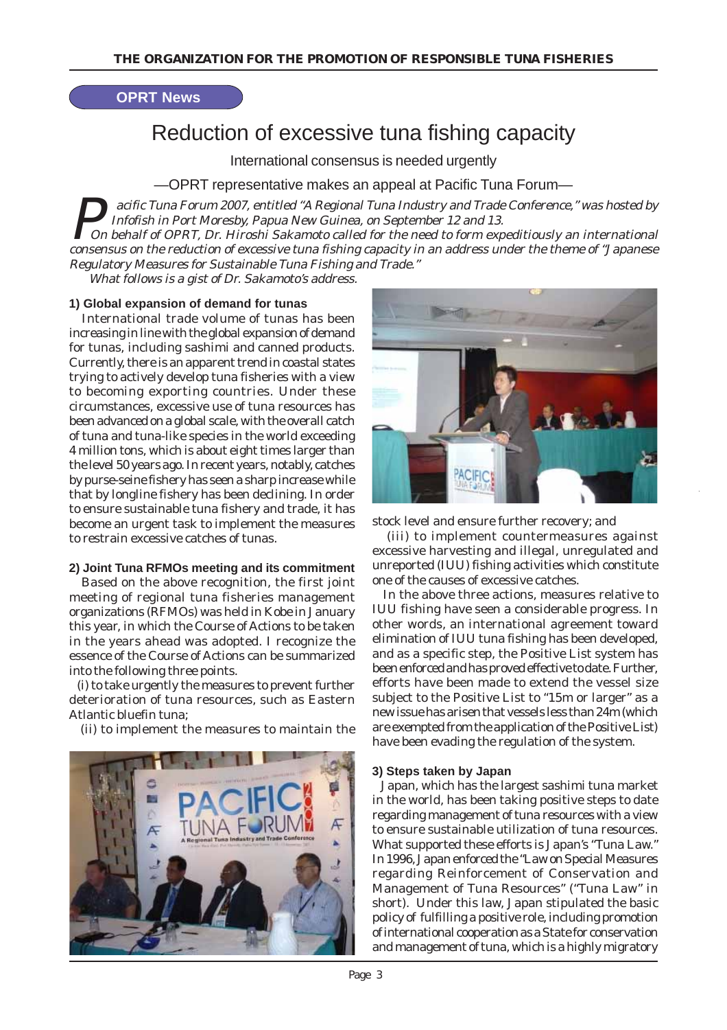**OPRT News**

# Reduction of excessive tuna fishing capacity

International consensus is needed urgently

—OPRT representative makes an appeal at Pacific Tuna Forum—

*Pacific Tuna Forum 2007, entitled "A Regional Tuna Industry and Trade Conference," was hosted by Infofish in Port Moresby, Papua New Guinea, on September 12 and 13.*

*On behalf of OPRT, Dr. Hiroshi Sakamoto called for the need to form expeditiously an international consensus on the reduction of excessive tuna fishing capacity in an address under the theme of "Japanese Regulatory Measures for Sustainable Tuna Fishing and Trade."*

*What follows is a gist of Dr. Sakamoto's address.*

### 1) Global expansion of demand for tunas

International trade volume of tunas has been increasing in line with the global expansion of demand for tunas, including sashimi and canned products. Currently, there is an apparent trend in coastal states trying to actively develop tuna fisheries with a view to becoming exporting countries. Under these circumstances, excessive use of tuna resources has been advanced on a global scale, with the overall catch of tuna and tuna-like species in the world exceeding 4 million tons, which is about eight times larger than the level 50 years ago. In recent years, notably, catches by purse-seine fishery has seen a sharp increase while that by longline fishery has been declining. In order to ensure sustainable tuna fishery and trade, it has become an urgent task to implement the measures to restrain excessive catches of tunas.

### 2) Joint Tuna RFMOs meeting and its commitment

Based on the above recognition, the first joint meeting of regional tuna fisheries management organizations (RFMOs) was held in Kobe in January this year, in which the Course of Actions to be taken in the years ahead was adopted. I recognize the essence of the Course of Actions can be summarized into the following three points.

(i) to take urgently the measures to prevent further deterioration of tuna resources, such as Eastern Atlantic bluefin tuna;

(ii) to implement the measures to maintain the stock level and ensure further recovery; and

(iii) to implement countermeasures against excessive harvesting and illegal, unregulated and unreported (IUU) fishing activities which constitute one of the causes of excessive catches.

In the above three actions, measures relative to IUU fishing have seen a considerable progress. In other words, an international agreement toward elimination of IUU tuna fishing has been developed, and as a specific step, the Positive List system has been enforced and has proved effective to date. Further, efforts have been made to extend the vessel size subject to the Positive List to "15m or larger" as a new issue has arisen that vessels less than 24m (which are exempted from the application of the Positive List) have been evading the regulation of the system.

### 3) Steps taken by Japan

Japan, which has the largest sashimi tuna market in the world, has been taking positive steps to date regarding management of tuna resources with a view to ensure sustainable utilization of tuna resources. What supported these efforts is Japan's "Tuna Law." In 1996, Japan enforced the "Law on Special Measures regarding Reinforcement of Conservation and Management of Tuna Resources" ("Tuna Law" in short). Under this law, Japan stipulated the basic policy of fulfilling a positive role, including promotion of international cooperation as a State for conservation and management of tuna, which is a highly migratory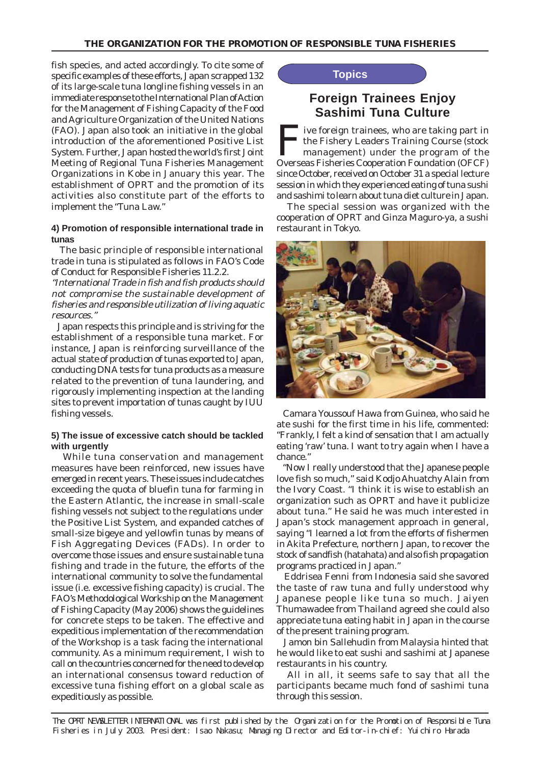fish species, and acted accordingly. To cite some of specific examples of these efforts, Japan scrapped 132 of its large-scale tuna longline fishing vessels in an immediate response to the International Plan of Action for the Management of Fishing Capacity of the Food and Agriculture Organization of the United Nations (FAO). Japan also took an initiative in the global introduction of the aforementioned Positive List System. Further, Japan hosted the world's first Joint Meeting of Regional Tuna Fisheries Management Organizations in Kobe in January this year. The establishment of OPRT and the promotion of its activities also constitute part of the efforts to implement the "Tuna Law."

#### 4) Promotion of responsible international trade in tunas

The basic principle of responsible international trade in tuna is stipulated as follows in FAO's Code of Conduct for Responsible Fisheries 11.2.2.

*"International Trade in fish and fish products should not compromise the sustainable development of fisheries and responsible utilization of living aquatic resources."*

Japan respects this principle and is striving for the establishment of a responsible tuna market. For instance, Japan is reinforcing surveillance of the actual state of production of tunas exported to Japan, conducting DNA tests for tuna products as a measure related to the prevention of tuna laundering, and rigorously implementing inspection at the landing sites to prevent importation of tunas caught by IUU fishing vessels.

#### 5) The issue of excessive catch should be tackled with urgently

While tuna conservation and management measures have been reinforced, new issues have emerged in recent years. These issues include catches exceeding the quota of bluefin tuna for farming in the Eastern Atlantic, the increase in small-scale fishing vessels not subject to the regulations under the Positive List System, and expanded catches of small-size bigeye and yellowfin tunas by means of Fish Aggregating Devices (FADs). In order to overcome those issues and ensure sustainable tuna fishing and trade in the future, the efforts of the international community to solve the fundamental issue (i.e. excessive fishing capacity) is crucial. The FAO's Methodological Workship on the Management of Fishing Capacity (May 2006) shows the guidelines for concrete steps to be taken. The effective and expeditious implementation of the recommendation of the Workshop is a task facing the international community. As a minimum requirement, I wish to call on the countries concerned for the need to develop an international consensus toward reduction of excessive tuna fishing effort on a global scale as expeditiously as possible.

**Topics**

## Foreign Trainees Enjoy Sashimi Tuna Culture

Five foreign trainees, who are taking part in the Fishery Leaders Training Course (stock management) under the program of the Overseas Fisheries Cooperation Foundation (OFCF) since October, received on October 31 a special lecture session in which they experienced eating of tuna sushi and sashimi to learn about tuna diet culture in Japan.

The special session was organized with the cooperation of OPRT and Ginza Maguro-ya, a sushi restaurant in Tokyo.

Camara Youssouf Hawa from Guinea, who said he ate sushi for the first time in his life, commented: "Frankly, I felt a kind of sensation that I am actually eating 'raw' tuna. I want to try again when I have a chance."

"Now I really understood that the Japanese people love fish so much," said Kodjo Ahuatchy Alain from the Ivory Coast. "I think it is wise to establish an organization such as OPRT and have it publicize about tuna." He said he was much interested in Japan's stock management approach in general, saying "I learned a lot from the efforts of fishermen in Akita Prefecture, northern Japan, to recover the stock of sandfish (hatahata) and also fish propagation programs practiced in Japan."

Eddrisea Fenni from Indonesia said she savored the taste of raw tuna and fully understood why Japanese people like tuna so much. Jaiyen Thumawadee from Thailand agreed she could also appreciate tuna eating habit in Japan in the course of the present training program.

Jamon bin Sallehudin from Malaysia hinted that he would like to eat sushi and sashimi at Japanese restaurants in his country.

All in all, it seems safe to say that all the participants became much fond of sashimi tuna through this session.

The OPRT NEWSLETTER INTERNATIONAL was first published by the Organization for the Promotion of Responsible Tuna Fisheries in July 2003. President: Isao Nakasu; Managing Director and Editor-in-chief: Yuichiro Harada